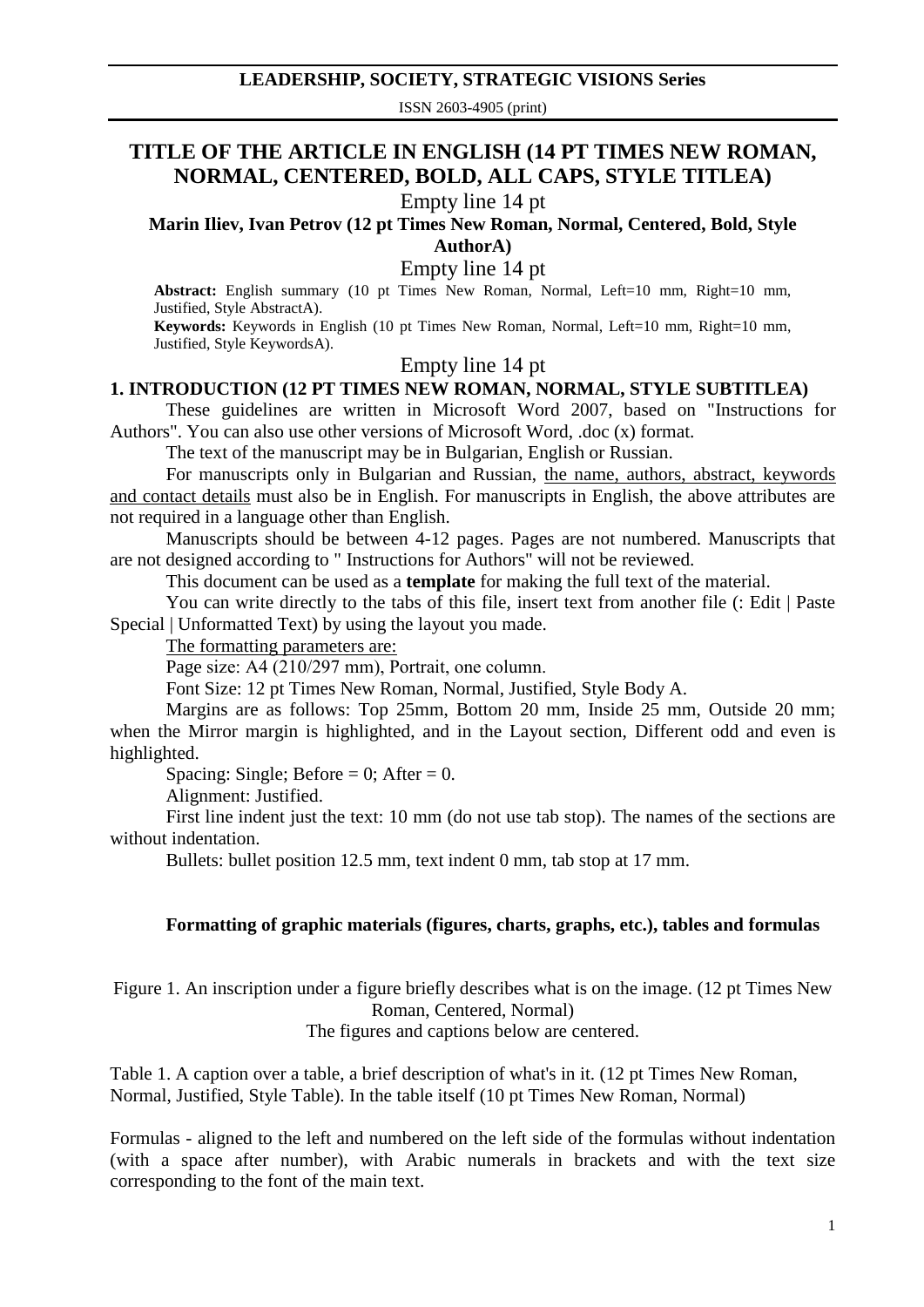# TITLE OF THE ARTICLE IN ENGLISH (14 PT TIMES NEW ROMAN, NORMAL, CENTERED, BOLD, ALL CAPS, STYLE TITLEA)

Empty line 14 pt

**Marin Iliev, Ivan Petrov (12 pt Times New Roman, Normal, Centered, Bold, Style AuthorA)**

Empty line 14 pt

**Abstract:** English summary (10 pt Times New Roman, Normal, Left=10 mm, Right=10 mm, Justified, Style AbstractA).

**Keywords:** Keywords in English (10 pt Times New Roman, Normal, Left=10 mm, Right=10 mm, Justified, Style KeywordsA).

Empty line 14 pt

## 1. INTRODUCTION (12 PT TIMES NEW ROMAN, NORMAL, STYLE SUBTITLEA)

These guidelines are written in Microsoft Word 2007, based on "Instructions for Authors". You can also use other versions of Microsoft Word, .doc (x) format.

The text of the manuscript may be in Bulgarian, English or Russian.

For manuscripts only in Bulgarian and Russian, the name, authors, abstract, keywords and contact details must also be in English. For manuscripts in English, the above attributes are not required in a language other than English.

Manuscripts should be between 4-12 pages. Pages are not numbered. Manuscripts that are not designed according to " Instructions for Authors" will not be reviewed.

This document can be used as a **template** for making the full text of the material.

You can write directly to the tabs of this file, insert text from another file (: Edit | Paste Special | Unformatted Text) by using the layout you made.

The formatting parameters are:

Page size: A4 (210/297 mm), Portrait, one column.

Font Size: 12 pt Times New Roman, Normal, Justified, Style Body A.

Margins are as follows: Top 25mm, Bottom 20 mm, Inside 25 mm, Outside 20 mm; when the Mirror margin is highlighted, and in the Layout section, Different odd and even is highlighted.

Spacing: Single; Before = 0; After = 0.

Alignment: Justified.

First line indent just the text: 10 mm (do not use tab stop). The names of the sections are without indentation.

Bullets: bullet position 12.5 mm, text indent 0 mm, tab stop at 17 mm.

**Formatting of graphic materials (figures, charts, graphs, etc.), tables and formulas**

Figure 1. An inscription under a figure briefly describes what is on the image. (12 pt Times New Roman, Centered, Normal)

The figures and captions below are centered.

Table 1. A caption over a table, a brief description of what's in it. (12 pt Times New Roman, Normal, Justified, Style Table). In the table itself (10 pt Times New Roman, Normal)

Formulas - aligned to the left and numbered on the left side of the formulas without indentation (with a space after number), with Arabic numerals in brackets and with the text size corresponding to the font of the main text.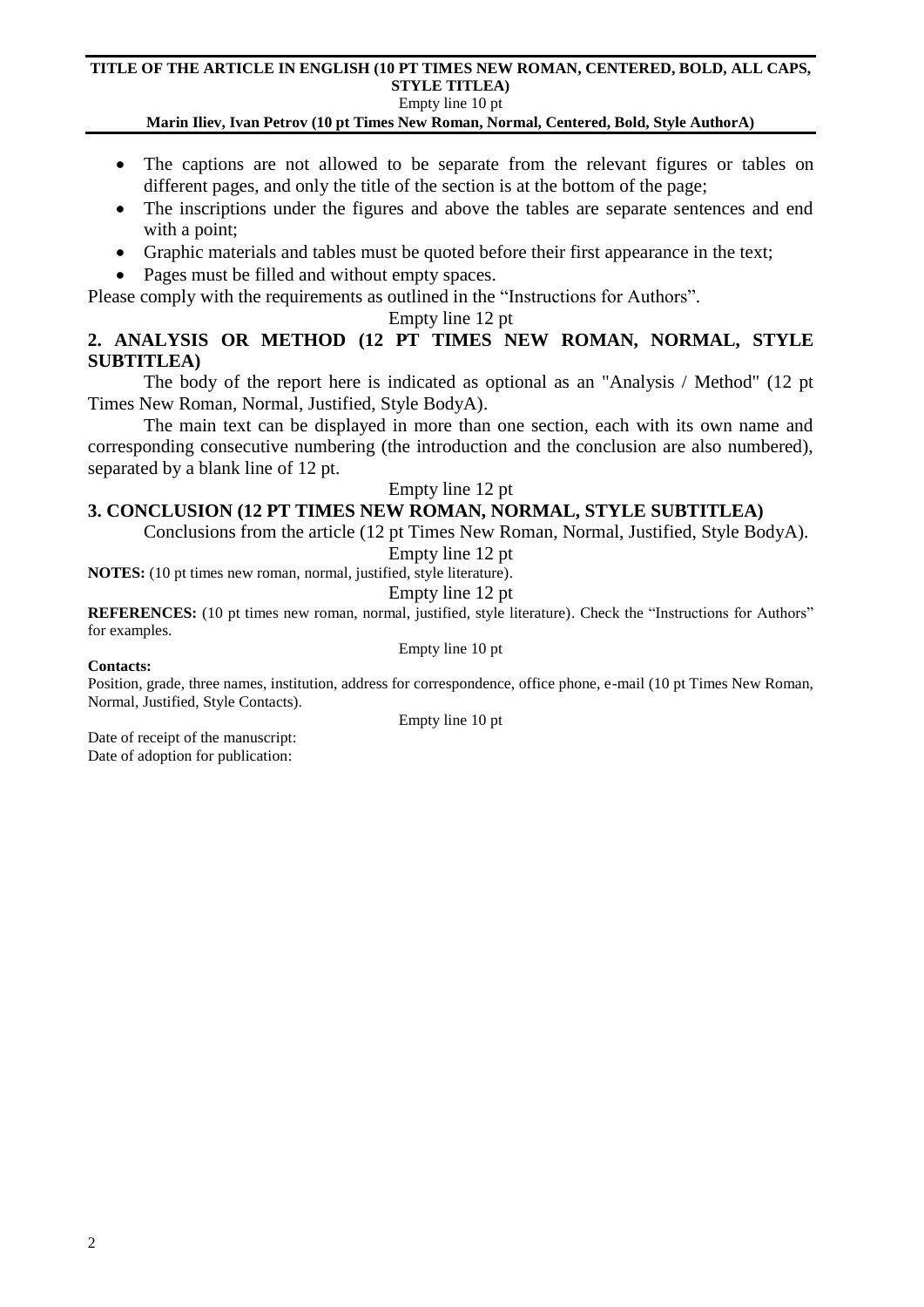- The captions are not allowed to be separate from the relevant figures or tables on different pages, and only the title of the section is at the bottom of the page;
- The inscriptions under the figures and above the tables are separate sentences and end with a point;
- Graphic materials and tables must be quoted before their first appearance in the text;
- Pages must be filled and without empty spaces.

Please comply with the requirements as outlined in the "Instructions for Authors".

Empty line 12 pt

## 2. ANALYSIS OR METHOD (12 PT TIMES NEW ROMAN, NORMAL, STYLE SUBTITLEA)

The body of the report here is indicated as optional as an "Analysis / Method" (12 pt Times New Roman, Normal, Justified, Style BodyA).

The main text can be displayed in more than one section, each with its own name and corresponding consecutive numbering (the introduction and the conclusion are also numbered), separated by a blank line of 12 pt.

Empty line 12 pt

## 3. CONCLUSION (12 PT TIMES NEW ROMAN, NORMAL, STYLE SUBTITLEA)

Conclusions from the article (12 pt Times New Roman, Normal, Justified, Style BodyA).

Empty line 12 pt

**NOTES:** (10 pt times new roman, normal, justified, style literature).

Empty line 12 pt

**REFERENCES:** (10 pt times new roman, normal, justified, style literature). Check the "Instructions for Authors" for examples.

Empty line 10 pt

**Contacts:**

Position, grade, three names, institution, address for correspondence, office phone, e-mail (10 pt Times New Roman, Normal, Justified, Style Contacts).

Empty line 10 pt

Date of receipt of the manuscript:
Date of adoption for publication: